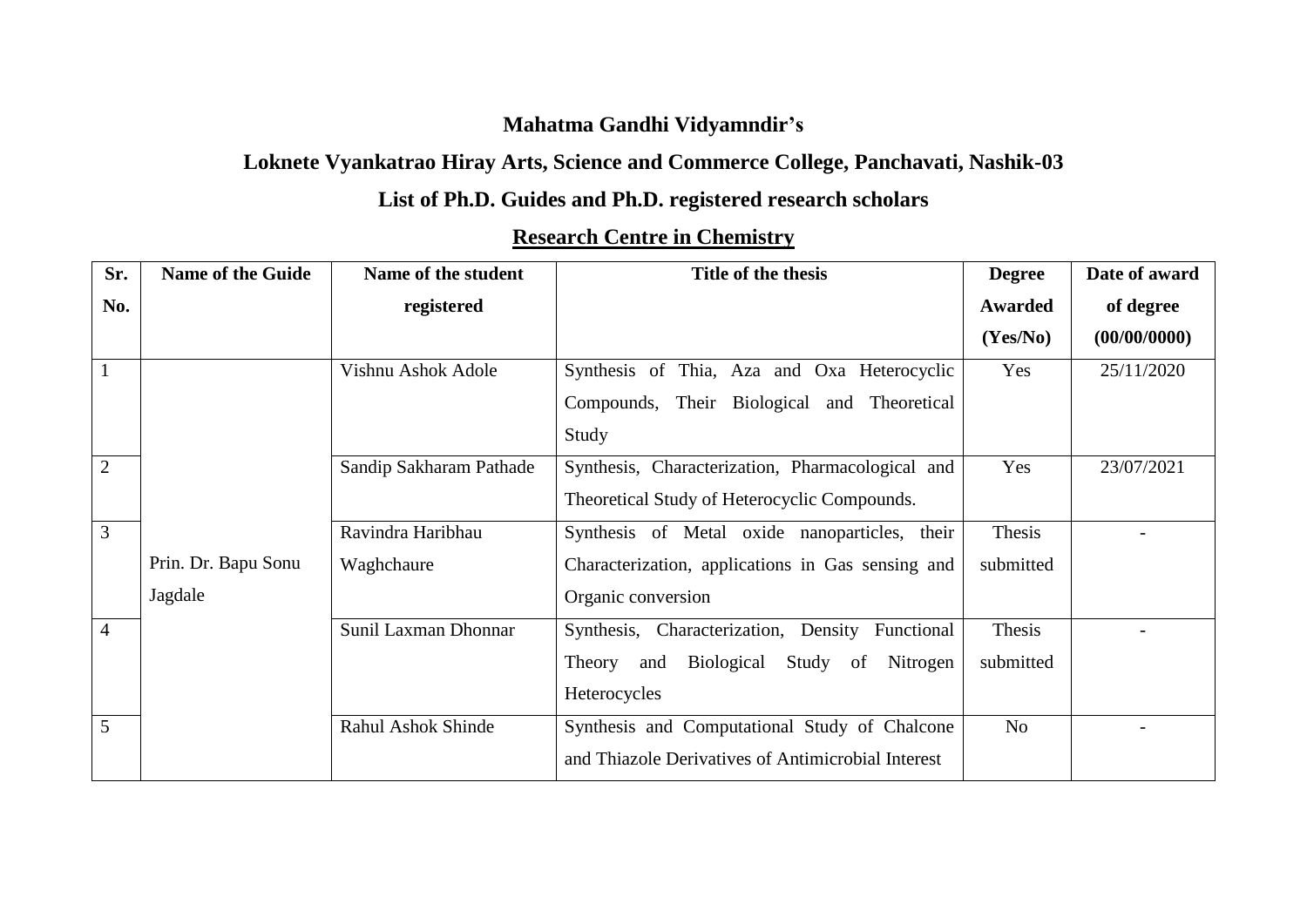**Mahatma Gandhi Vidyamndir's**

**Loknete Vyankatrao Hiray Arts, Science and Commerce College, Panchavati, Nashik-03**

**List of Ph.D. Guides and Ph.D. registered research scholars**

## Research Centre in Chemistry

| Sr. No. | Name of the Guide | Name of the student registered | Title of the thesis | Degree Awarded (Yes/No) | Date of award of degree (00/00/0000) |
|---|---|---|---|---|---|
| 1 | Prin. Dr. Bapu Sonu Jagdale | Vishnu Ashok Adole | Synthesis of Thia, Aza and Oxa Heterocyclic Compounds, Their Biological and Theoretical Study | Yes | 25/11/2020 |
| 2 | | Sandip Sakharam Pathade | Synthesis, Characterization, Pharmacological and Theoretical Study of Heterocyclic Compounds. | Yes | 23/07/2021 |
| 3 | | Ravindra Haribhau Waghchaure | Synthesis of Metal oxide nanoparticles, their Characterization, applications in Gas sensing and Organic conversion | Thesis submitted | - |
| 4 | | Sunil Laxman Dhonnar | Synthesis, Characterization, Density Functional Theory and Biological Study of Nitrogen Heterocycles | Thesis submitted | - |
| 5 | | Rahul Ashok Shinde | Synthesis and Computational Study of Chalcone and Thiazole Derivatives of Antimicrobial Interest | No | - |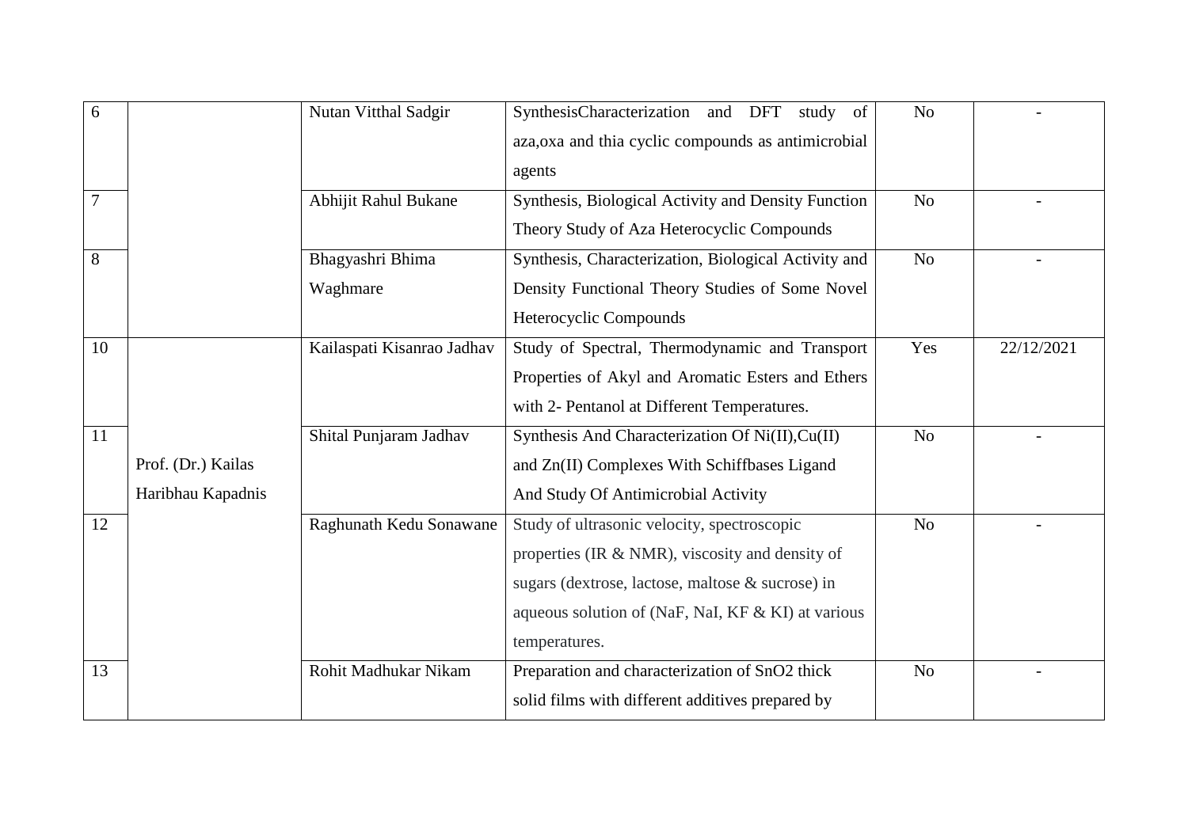| 6 | | Nutan Vitthal Sadgir | SynthesisCharacterization and DFT study of aza,oxa and thia cyclic compounds as antimicrobial agents | No | - |
|---|---|---|---|---|---|
| 7 | | Abhijit Rahul Bukane | Synthesis, Biological Activity and Density Function Theory Study of Aza Heterocyclic Compounds | No | - |
| 8 | | Bhagyashri Bhima Waghmare | Synthesis, Characterization, Biological Activity and Density Functional Theory Studies of Some Novel Heterocyclic Compounds | No | - |
| 10 | Prof. (Dr.) Kailas Haribhau Kapadnis | Kailaspati Kisanrao Jadhav | Study of Spectral, Thermodynamic and Transport Properties of Akyl and Aromatic Esters and Ethers with 2- Pentanol at Different Temperatures. | Yes | 22/12/2021 |
| 11 | | Shital Punjaram Jadhav | Synthesis And Characterization Of Ni(II),Cu(II) and Zn(II) Complexes With Schiffbases Ligand And Study Of Antimicrobial Activity | No | - |
| 12 | | Raghunath Kedu Sonawane | Study of ultrasonic velocity, spectroscopic properties (IR & NMR), viscosity and density of sugars (dextrose, lactose, maltose & sucrose) in aqueous solution of (NaF, NaI, KF & KI) at various temperatures. | No | - |
| 13 | | Rohit Madhukar Nikam | Preparation and characterization of $SnO_2$ thick solid films with different additives prepared by | No | - |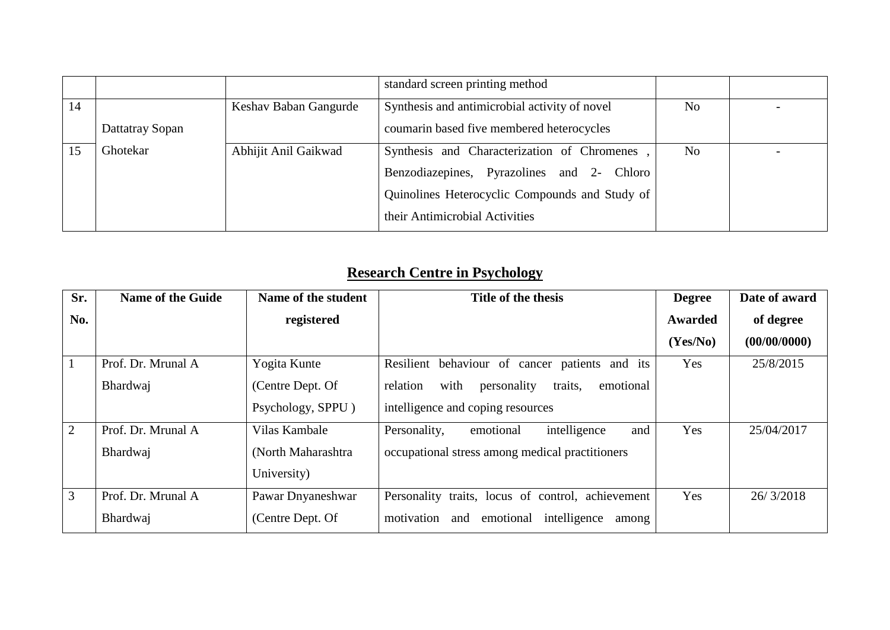|  |  |  | standard screen printing method |  |  |
|---|---|---|---|---|---|
| 14 | Dattatray Sopan Ghotekar | Keshav Baban Gangurde | Synthesis and antimicrobial activity of novel coumarin based five membered heterocycles | No | - |
| 15 |  | Abhijit Anil Gaikwad | Synthesis and Characterization of Chromenes , Benzodiazepines, Pyrazolines and 2- Chloro Quinolines Heterocyclic Compounds and Study of their Antimicrobial Activities | No | - |

## Research Centre in Psychology

| Sr. No. | Name of the Guide | Name of the student registered | Title of the thesis | Degree Awarded (Yes/No) | Date of award of degree (00/00/0000) |
|---|---|---|---|---|---|
| 1 | Prof. Dr. Mrunal A Bhardwaj | Yogita Kunte (Centre Dept. Of Psychology, SPPU ) | Resilient behaviour of cancer patients and its relation with personality traits, emotional intelligence and coping resources | Yes | 25/8/2015 |
| 2 | Prof. Dr. Mrunal A Bhardwaj | Vilas Kambale (North Maharashtra University) | Personality, emotional intelligence and occupational stress among medical practitioners | Yes | 25/04/2017 |
| 3 | Prof. Dr. Mrunal A Bhardwaj | Pawar Dnyaneshwar (Centre Dept. Of | Personality traits, locus of control, achievement motivation and emotional intelligence among | Yes | 26/ 3/2018 |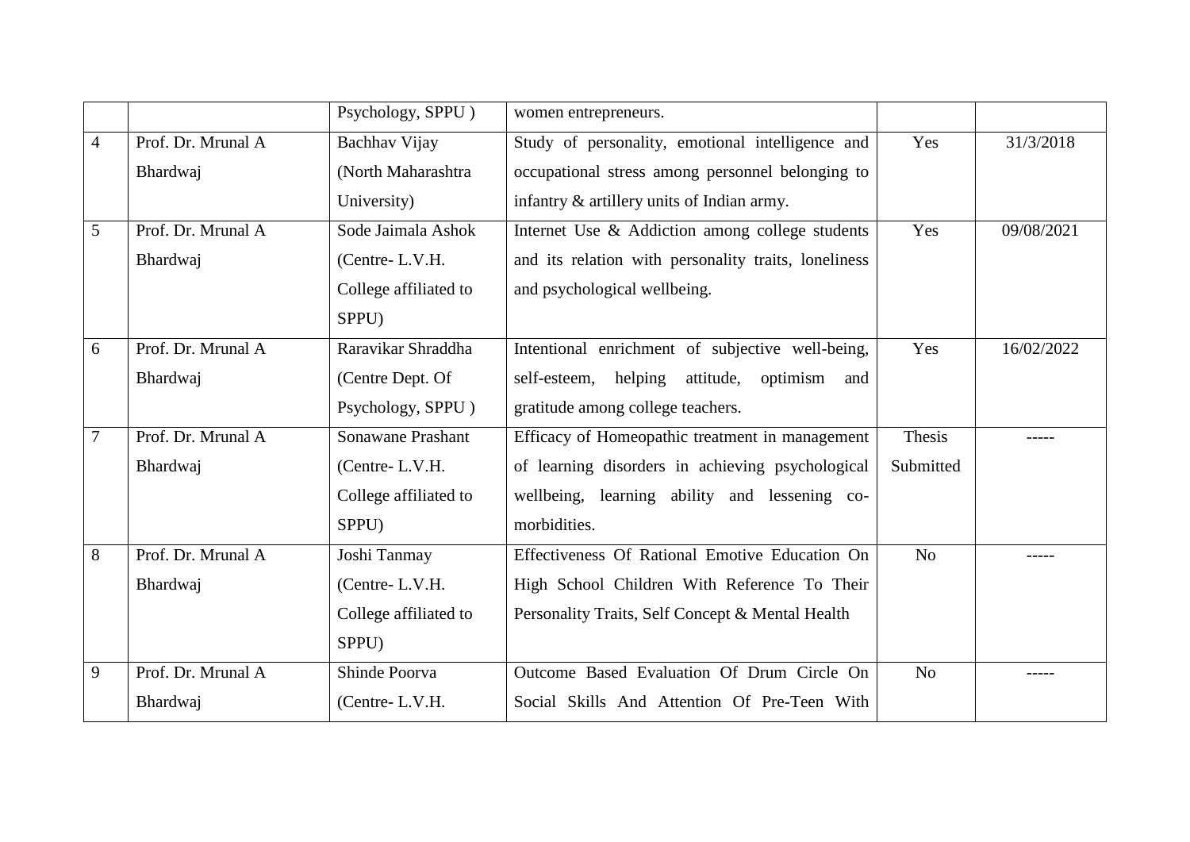| | | | | | |
|---|---|---|---|---|---|
| | | Psychology, SPPU ) | women entrepreneurs. | | |
| 4 | Prof. Dr. Mrunal A Bhardwaj | Bachhav Vijay (North Maharashtra University) | Study of personality, emotional intelligence and occupational stress among personnel belonging to infantry & artillery units of Indian army. | Yes | 31/3/2018 |
| 5 | Prof. Dr. Mrunal A Bhardwaj | Sode Jaimala Ashok (Centre- L.V.H. College affiliated to SPPU) | Internet Use & Addiction among college students and its relation with personality traits, loneliness and psychological wellbeing. | Yes | 09/08/2021 |
| 6 | Prof. Dr. Mrunal A Bhardwaj | Raravikar Shraddha (Centre Dept. Of Psychology, SPPU ) | Intentional enrichment of subjective well-being, self-esteem, helping attitude, optimism and gratitude among college teachers. | Yes | 16/02/2022 |
| 7 | Prof. Dr. Mrunal A Bhardwaj | Sonawane Prashant (Centre- L.V.H. College affiliated to SPPU) | Efficacy of Homeopathic treatment in management of learning disorders in achieving psychological wellbeing, learning ability and lessening co-morbidities. | Thesis Submitted | ----- |
| 8 | Prof. Dr. Mrunal A Bhardwaj | Joshi Tanmay (Centre- L.V.H. College affiliated to SPPU) | Effectiveness Of Rational Emotive Education On High School Children With Reference To Their Personality Traits, Self Concept & Mental Health | No | ----- |
| 9 | Prof. Dr. Mrunal A Bhardwaj | Shinde Poorva (Centre- L.V.H. | Outcome Based Evaluation Of Drum Circle On Social Skills And Attention Of Pre-Teen With | No | ----- |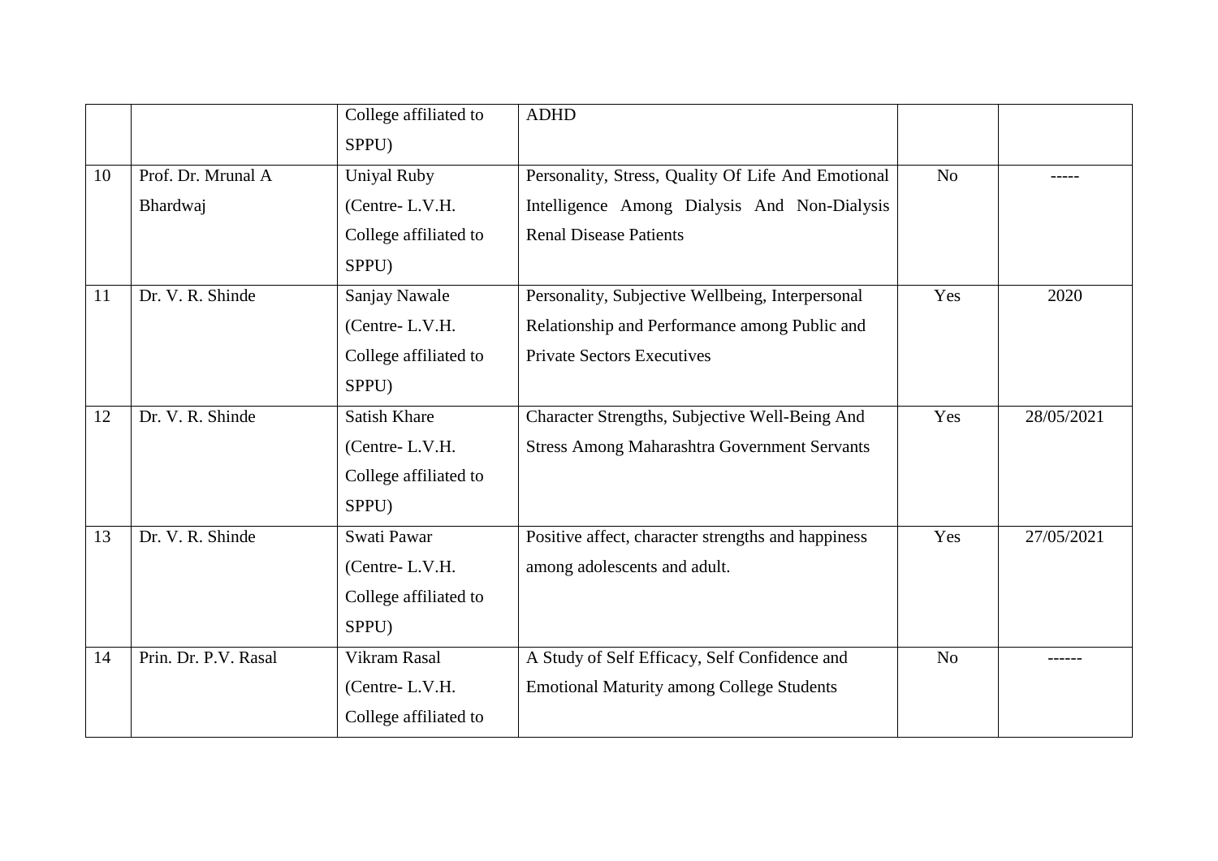| | | | | | |
|---|---|---|---|---|---|
| | | College affiliated to SPPU) | ADHD | | |
| 10 | Prof. Dr. Mrunal A Bhardwaj | Uniyal Ruby (Centre- L.V.H. College affiliated to SPPU) | Personality, Stress, Quality Of Life And Emotional Intelligence Among Dialysis And Non-Dialysis Renal Disease Patients | No | ----- |
| 11 | Dr. V. R. Shinde | Sanjay Nawale (Centre- L.V.H. College affiliated to SPPU) | Personality, Subjective Wellbeing, Interpersonal Relationship and Performance among Public and Private Sectors Executives | Yes | 2020 |
| 12 | Dr. V. R. Shinde | Satish Khare (Centre- L.V.H. College affiliated to SPPU) | Character Strengths, Subjective Well-Being And Stress Among Maharashtra Government Servants | Yes | 28/05/2021 |
| 13 | Dr. V. R. Shinde | Swati Pawar (Centre- L.V.H. College affiliated to SPPU) | Positive affect, character strengths and happiness among adolescents and adult. | Yes | 27/05/2021 |
| 14 | Prin. Dr. P.V. Rasal | Vikram Rasal (Centre- L.V.H. College affiliated to | A Study of Self Efficacy, Self Confidence and Emotional Maturity among College Students | No | ------ |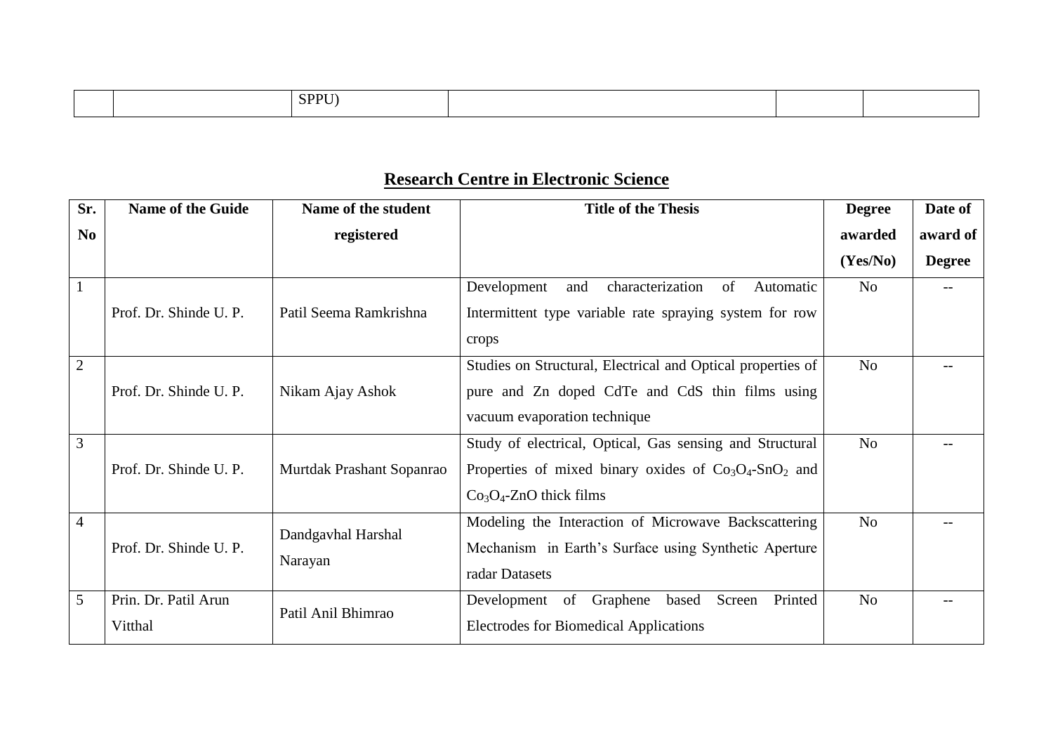| | | SPPU) | | | |
|---|---|---|---|---|---|

## Research Centre in Electronic Science

| Sr. No | Name of the Guide | Name of the student registered | Title of the Thesis | Degree awarded (Yes/No) | Date of award of Degree |
|---|---|---|---|---|---|
| 1 | Prof. Dr. Shinde U. P. | Patil Seema Ramkrishna | Development and characterization of Automatic Intermittent type variable rate spraying system for row crops | No | -- |
| 2 | Prof. Dr. Shinde U. P. | Nikam Ajay Ashok | Studies on Structural, Electrical and Optical properties of pure and Zn doped CdTe and CdS thin films using vacuum evaporation technique | No | -- |
| 3 | Prof. Dr. Shinde U. P. | Murtdak Prashant Sopanrao | Study of electrical, Optical, Gas sensing and Structural Properties of mixed binary oxides of $Co_3O_4$-$SnO_2$ and $Co_3O_4$-ZnO thick films | No | -- |
| 4 | Prof. Dr. Shinde U. P. | Dandgavhal Harshal Narayan | Modeling the Interaction of Microwave Backscattering Mechanism in Earth's Surface using Synthetic Aperture radar Datasets | No | -- |
| 5 | Prin. Dr. Patil Arun Vitthal | Patil Anil Bhimrao | Development of Graphene based Screen Printed Electrodes for Biomedical Applications | No | -- |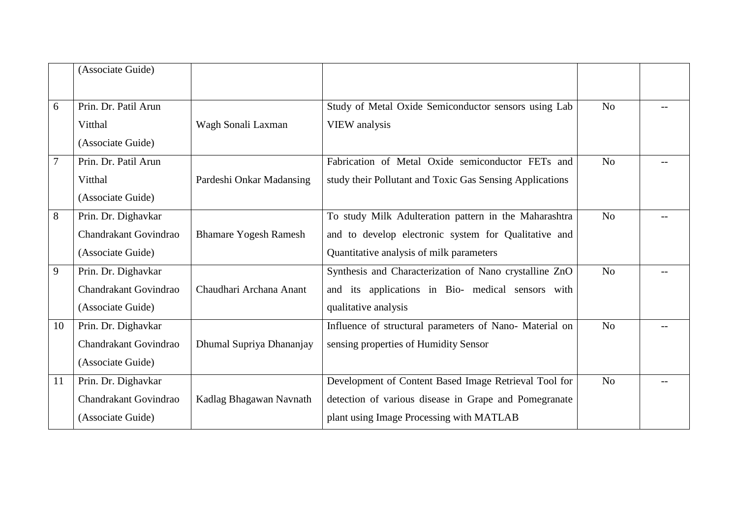| | | | | | |
|---|---|---|---|---|---|
| | (Associate Guide) | | | | |
| 6 | Prin. Dr. Patil Arun Vitthal (Associate Guide) | Wagh Sonali Laxman | Study of Metal Oxide Semiconductor sensors using Lab VIEW analysis | No | -- |
| 7 | Prin. Dr. Patil Arun Vitthal (Associate Guide) | Pardeshi Onkar Madansing | Fabrication of Metal Oxide semiconductor FETs and study their Pollutant and Toxic Gas Sensing Applications | No | -- |
| 8 | Prin. Dr. Dighavkar Chandrakant Govindrao (Associate Guide) | Bhamare Yogesh Ramesh | To study Milk Adulteration pattern in the Maharashtra and to develop electronic system for Qualitative and Quantitative analysis of milk parameters | No | -- |
| 9 | Prin. Dr. Dighavkar Chandrakant Govindrao (Associate Guide) | Chaudhari Archana Anant | Synthesis and Characterization of Nano crystalline ZnO and its applications in Bio- medical sensors with qualitative analysis | No | -- |
| 10 | Prin. Dr. Dighavkar Chandrakant Govindrao (Associate Guide) | Dhumal Supriya Dhananjay | Influence of structural parameters of Nano- Material on sensing properties of Humidity Sensor | No | -- |
| 11 | Prin. Dr. Dighavkar Chandrakant Govindrao (Associate Guide) | Kadlag Bhagawan Navnath | Development of Content Based Image Retrieval Tool for detection of various disease in Grape and Pomegranate plant using Image Processing with MATLAB | No | -- |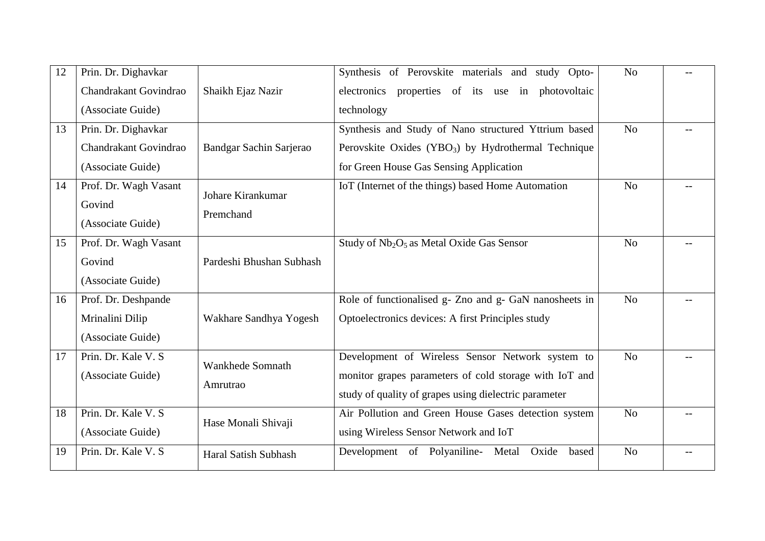| | | | | | |
|---|---|---|---|---|---|
| 12 | Prin. Dr. Dighavkar Chandrakant Govindrao (Associate Guide) | Shaikh Ejaz Nazir | Synthesis of Perovskite materials and study Opto-electronics properties of its use in photovoltaic technology | No | -- |
| 13 | Prin. Dr. Dighavkar Chandrakant Govindrao (Associate Guide) | Bandgar Sachin Sarjerao | Synthesis and Study of Nano structured Yttrium based Perovskite Oxides ($YBO_3$) by Hydrothermal Technique for Green House Gas Sensing Application | No | -- |
| 14 | Prof. Dr. Wagh Vasant Govind (Associate Guide) | Johare Kirankumar Premchand | IoT (Internet of the things) based Home Automation | No | -- |
| 15 | Prof. Dr. Wagh Vasant Govind (Associate Guide) | Pardeshi Bhushan Subhash | Study of $Nb_2O_5$ as Metal Oxide Gas Sensor | No | -- |
| 16 | Prof. Dr. Deshpande Mrinalini Dilip (Associate Guide) | Wakhare Sandhya Yogesh | Role of functionalised g- Zno and g- GaN nanosheets in Optoelectronics devices: A first Principles study | No | -- |
| 17 | Prin. Dr. Kale V. S (Associate Guide) | Wankhede Somnath Amrutrao | Development of Wireless Sensor Network system to monitor grapes parameters of cold storage with IoT and study of quality of grapes using dielectric parameter | No | -- |
| 18 | Prin. Dr. Kale V. S (Associate Guide) | Hase Monali Shivaji | Air Pollution and Green House Gases detection system using Wireless Sensor Network and IoT | No | -- |
| 19 | Prin. Dr. Kale V. S | Haral Satish Subhash | Development of Polyaniline- Metal Oxide based | No | -- |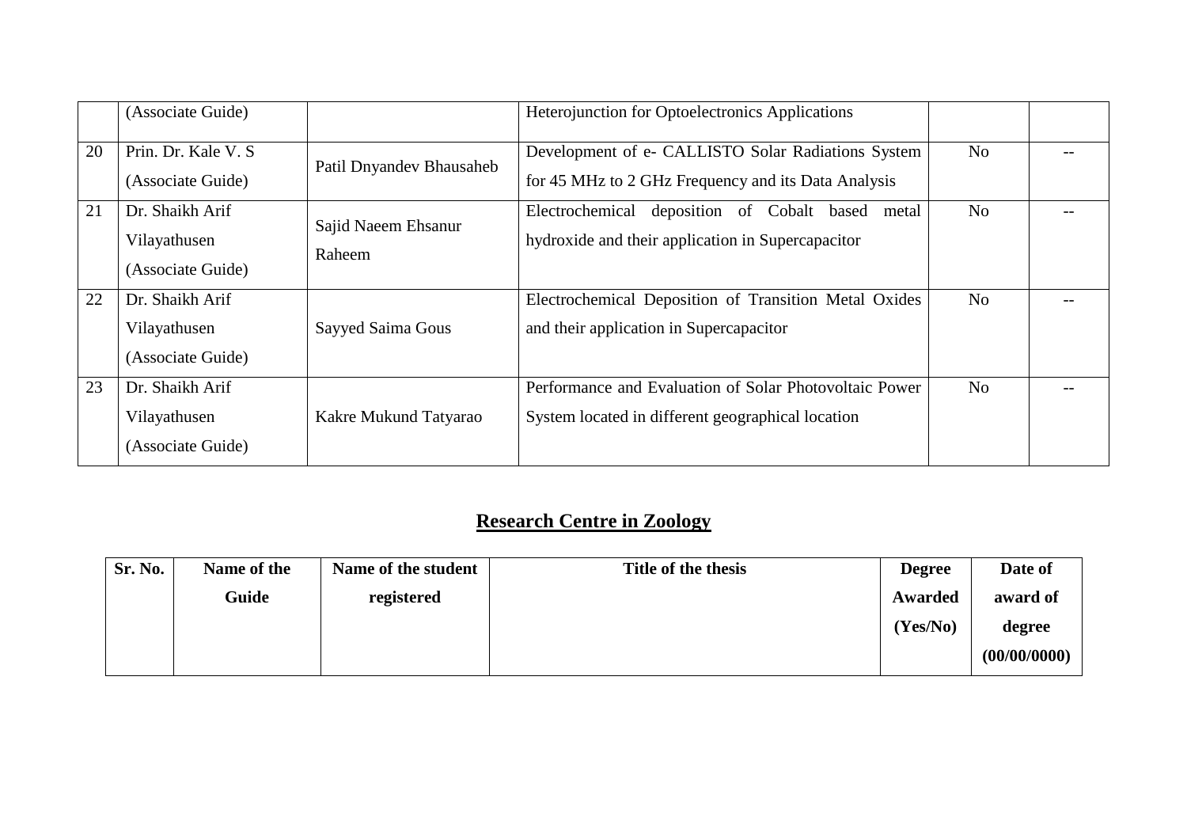|  | (Associate Guide) |  | Heterojunction for Optoelectronics Applications |  |  |
|---|---|---|---|---|---|
| 20 | Prin. Dr. Kale V. S (Associate Guide) | Patil Dnyandev Bhausaheb | Development of e- CALLISTO Solar Radiations System for 45 MHz to 2 GHz Frequency and its Data Analysis | No | -- |
| 21 | Dr. Shaikh Arif Vilayathusen (Associate Guide) | Sajid Naeem Ehsanur Raheem | Electrochemical deposition of Cobalt based metal hydroxide and their application in Supercapacitor | No | -- |
| 22 | Dr. Shaikh Arif Vilayathusen (Associate Guide) | Sayyed Saima Gous | Electrochemical Deposition of Transition Metal Oxides and their application in Supercapacitor | No | -- |
| 23 | Dr. Shaikh Arif Vilayathusen (Associate Guide) | Kakre Mukund Tatyarao | Performance and Evaluation of Solar Photovoltaic Power System located in different geographical location | No | -- |

## Research Centre in Zoology

| Sr. No. | Name of the Guide | Name of the student registered | Title of the thesis | Degree Awarded (Yes/No) | Date of award of degree (00/00/0000) |
|---|---|---|---|---|---|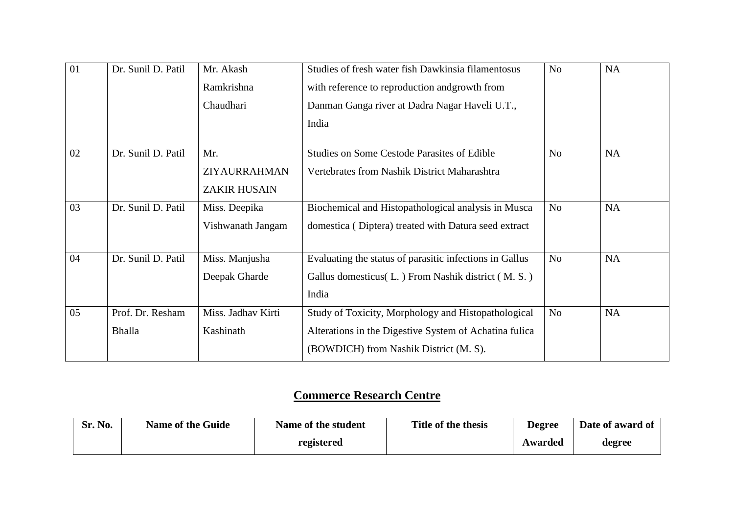| 01 | Dr. Sunil D. Patil | Mr. Akash Ramkrishna Chaudhari | Studies of fresh water fish Dawkinsia filamentosus with reference to reproduction andgrowth from Danman Ganga river at Dadra Nagar Haveli U.T., India | No | NA |
|---|---|---|---|---|---|
| 02 | Dr. Sunil D. Patil | Mr. ZIYAURRAHMAN ZAKIR HUSAIN | Studies on Some Cestode Parasites of Edible Vertebrates from Nashik District Maharashtra | No | NA |
| 03 | Dr. Sunil D. Patil | Miss. Deepika Vishwanath Jangam | Biochemical and Histopathological analysis in Musca domestica ( Diptera) treated with Datura seed extract | No | NA |
| 04 | Dr. Sunil D. Patil | Miss. Manjusha Deepak Gharde | Evaluating the status of parasitic infections in Gallus Gallus domesticus( L. ) From Nashik district ( M. S. ) India | No | NA |
| 05 | Prof. Dr. Resham Bhalla | Miss. Jadhav Kirti Kashinath | Study of Toxicity, Morphology and Histopathological Alterations in the Digestive System of Achatina fulica (BOWDICH) from Nashik District (M. S). | No | NA |

## Commerce Research Centre

| Sr. No. | Name of the Guide | Name of the student registered | Title of the thesis | Degree Awarded | Date of award of degree |
|---|---|---|---|---|---|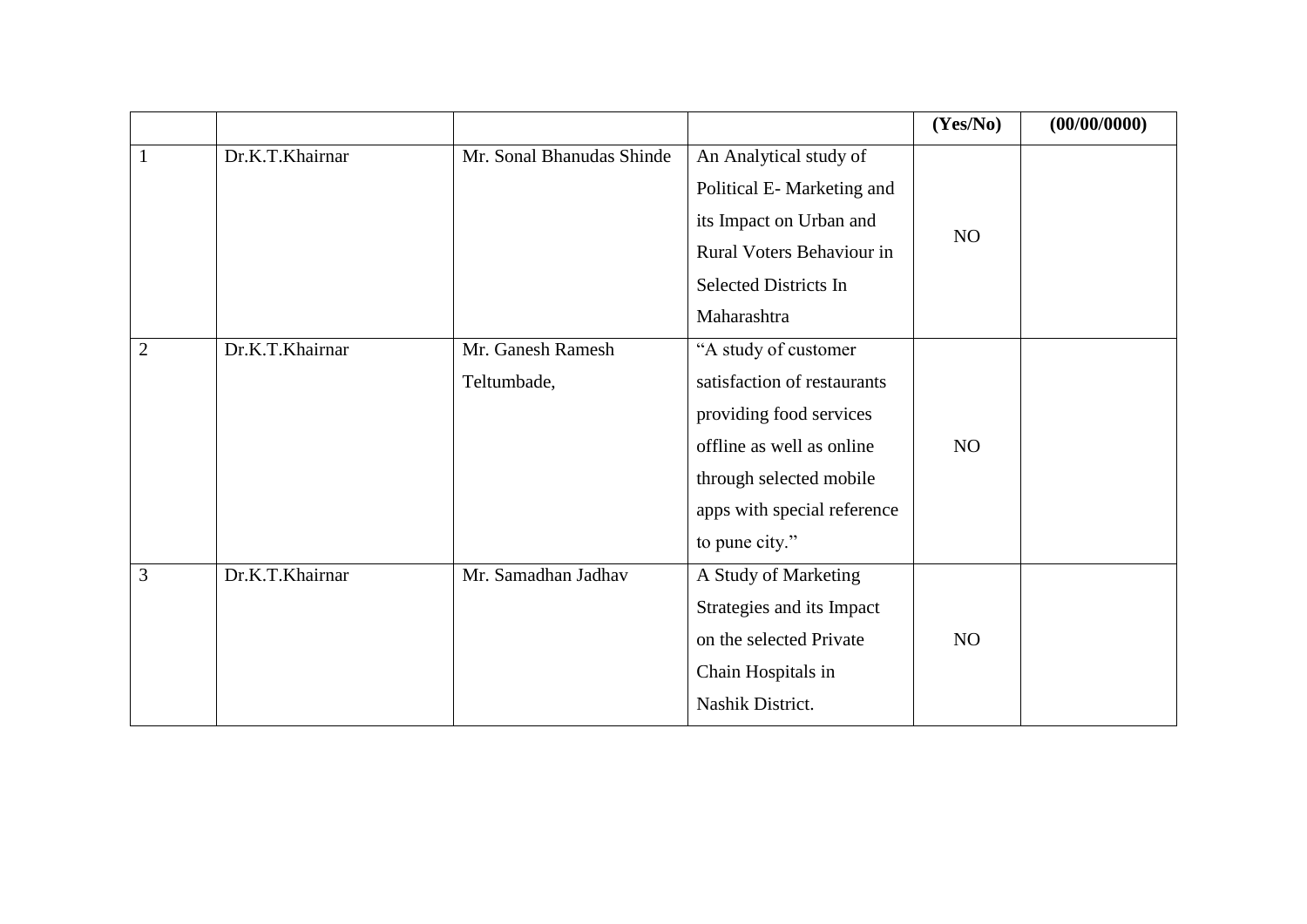| | | | | (Yes/No) | (00/00/0000) |
|---|---|---|---|---|---|
| 1 | Dr.K.T.Khairnar | Mr. Sonal Bhanudas Shinde | An Analytical study of Political E- Marketing and its Impact on Urban and Rural Voters Behaviour in Selected Districts In Maharashtra | NO | |
| 2 | Dr.K.T.Khairnar | Mr. Ganesh Ramesh Teltumbade, | "A study of customer satisfaction of restaurants providing food services offline as well as online through selected mobile apps with special reference to pune city." | NO | |
| 3 | Dr.K.T.Khairnar | Mr. Samadhan Jadhav | A Study of Marketing Strategies and its Impact on the selected Private Chain Hospitals in Nashik District. | NO | |